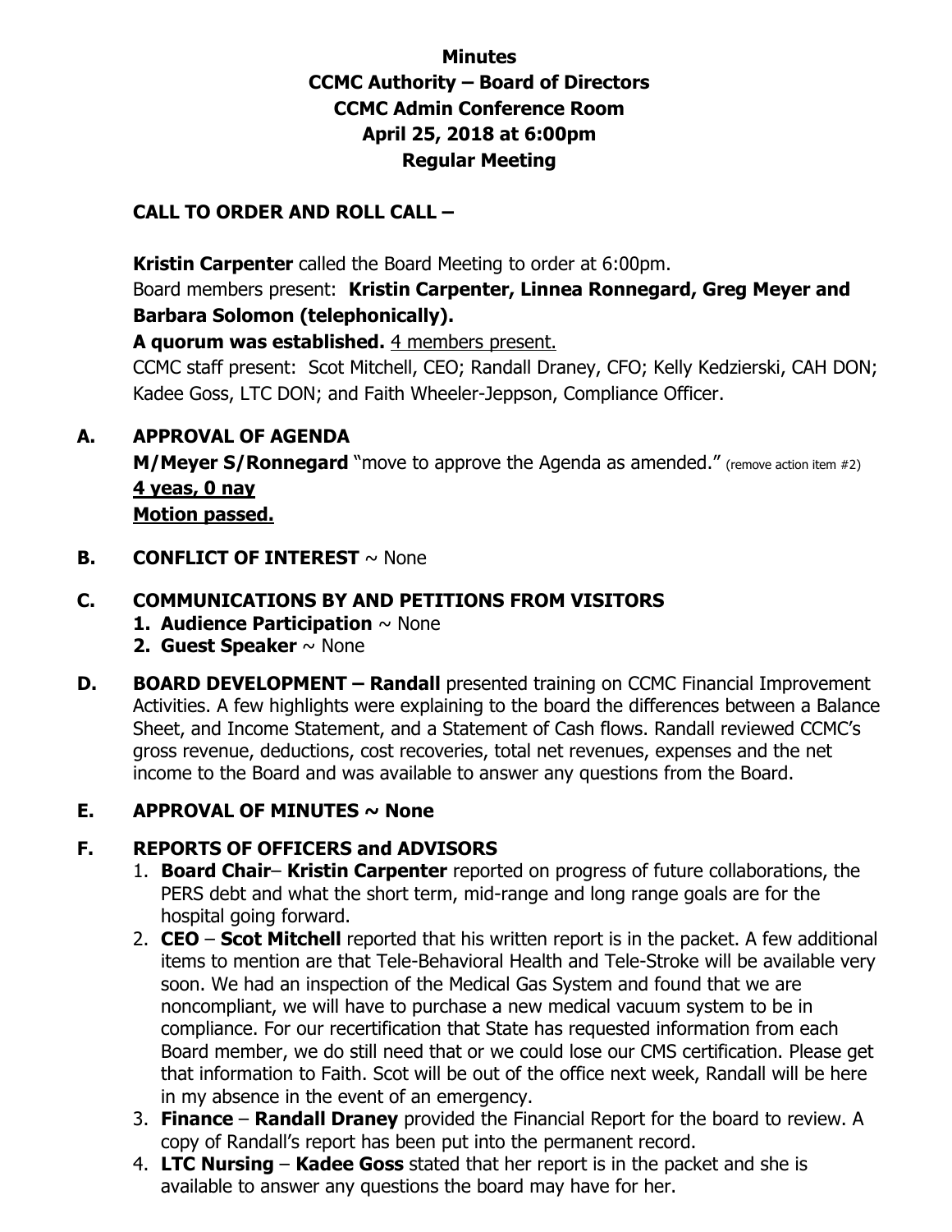# Minutes
# CCMC Authority – Board of Directors
# CCMC Admin Conference Room
# April 25, 2018 at 6:00pm
# Regular Meeting

## CALL TO ORDER AND ROLL CALL –

**Kristin Carpenter** called the Board Meeting to order at 6:00pm.
Board members present: **Kristin Carpenter, Linnea Ronnegard, Greg Meyer and Barbara Solomon (telephonically).**
**A quorum was established.** <u>4 members present.</u>
CCMC staff present: Scot Mitchell, CEO; Randall Draney, CFO; Kelly Kedzierski, CAH DON; Kadee Goss, LTC DON; and Faith Wheeler-Jeppson, Compliance Officer.

## A. APPROVAL OF AGENDA

**M/Meyer S/Ronnegard** "move to approve the Agenda as amended." (remove action item #2)
**<u>4 yeas, 0 nay</u>**
**<u>Motion passed.</u>**

## B. CONFLICT OF INTEREST ~ None

## C. COMMUNICATIONS BY AND PETITIONS FROM VISITORS

1. **Audience Participation** ~ None
2. **Guest Speaker** ~ None

## D. BOARD DEVELOPMENT – Randall

**Randall** presented training on CCMC Financial Improvement Activities. A few highlights were explaining to the board the differences between a Balance Sheet, and Income Statement, and a Statement of Cash flows. Randall reviewed CCMC's gross revenue, deductions, cost recoveries, total net revenues, expenses and the net income to the Board and was available to answer any questions from the Board.

## E. APPROVAL OF MINUTES ~ None

## F. REPORTS OF OFFICERS and ADVISORS

1. **Board Chair**– **Kristin Carpenter** reported on progress of future collaborations, the PERS debt and what the short term, mid-range and long range goals are for the hospital going forward.
2. **CEO** – **Scot Mitchell** reported that his written report is in the packet. A few additional items to mention are that Tele-Behavioral Health and Tele-Stroke will be available very soon. We had an inspection of the Medical Gas System and found that we are noncompliant, we will have to purchase a new medical vacuum system to be in compliance. For our recertification that State has requested information from each Board member, we do still need that or we could lose our CMS certification. Please get that information to Faith. Scot will be out of the office next week, Randall will be here in my absence in the event of an emergency.
3. **Finance** – **Randall Draney** provided the Financial Report for the board to review. A copy of Randall's report has been put into the permanent record.
4. **LTC Nursing** – **Kadee Goss** stated that her report is in the packet and she is available to answer any questions the board may have for her.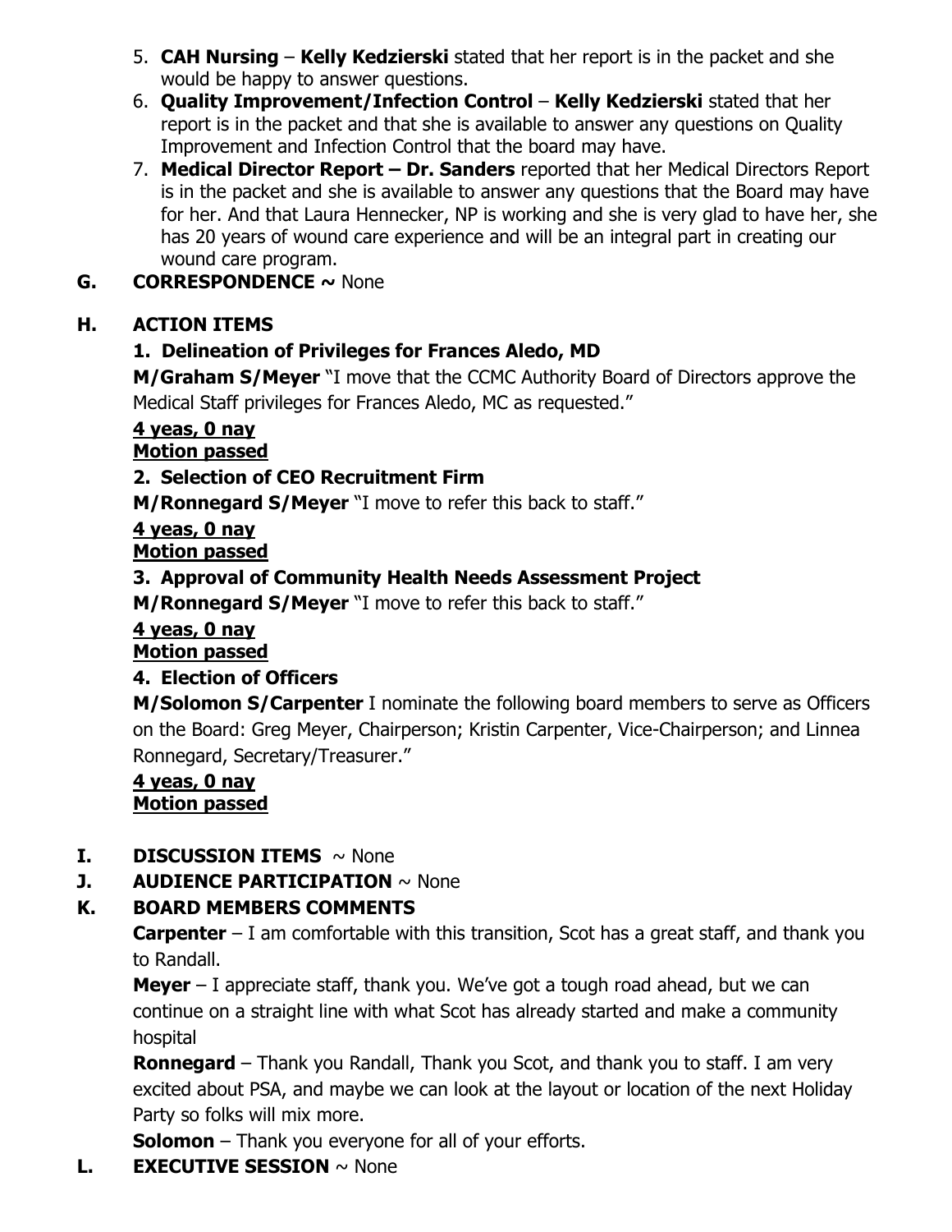5. **CAH Nursing** – **Kelly Kedzierski** stated that her report is in the packet and she would be happy to answer questions.
6. **Quality Improvement/Infection Control** – **Kelly Kedzierski** stated that her report is in the packet and that she is available to answer any questions on Quality Improvement and Infection Control that the board may have.
7. **Medical Director Report – Dr. Sanders** reported that her Medical Directors Report is in the packet and she is available to answer any questions that the Board may have for her. And that Laura Hennecker, NP is working and she is very glad to have her, she has 20 years of wound care experience and will be an integral part in creating our wound care program.

**G. CORRESPONDENCE ~** None

**H. ACTION ITEMS**

**1. Delineation of Privileges for Frances Aledo, MD**

**M/Graham S/Meyer** "I move that the CCMC Authority Board of Directors approve the Medical Staff privileges for Frances Aledo, MC as requested."

**4 yeas, 0 nay**
**Motion passed**

**2. Selection of CEO Recruitment Firm**

**M/Ronnegard S/Meyer** "I move to refer this back to staff."

**4 yeas, 0 nay**
**Motion passed**

**3. Approval of Community Health Needs Assessment Project**

**M/Ronnegard S/Meyer** "I move to refer this back to staff."

**4 yeas, 0 nay**
**Motion passed**

**4. Election of Officers**

**M/Solomon S/Carpenter** I nominate the following board members to serve as Officers on the Board: Greg Meyer, Chairperson; Kristin Carpenter, Vice-Chairperson; and Linnea Ronnegard, Secretary/Treasurer."

**4 yeas, 0 nay**
**Motion passed**

**I. DISCUSSION ITEMS** ~ None

**J. AUDIENCE PARTICIPATION** ~ None

**K. BOARD MEMBERS COMMENTS**

**Carpenter** – I am comfortable with this transition, Scot has a great staff, and thank you to Randall.

**Meyer** – I appreciate staff, thank you. We've got a tough road ahead, but we can continue on a straight line with what Scot has already started and make a community hospital

**Ronnegard** – Thank you Randall, Thank you Scot, and thank you to staff. I am very excited about PSA, and maybe we can look at the layout or location of the next Holiday Party so folks will mix more.

**Solomon** – Thank you everyone for all of your efforts.

**L. EXECUTIVE SESSION** ~ None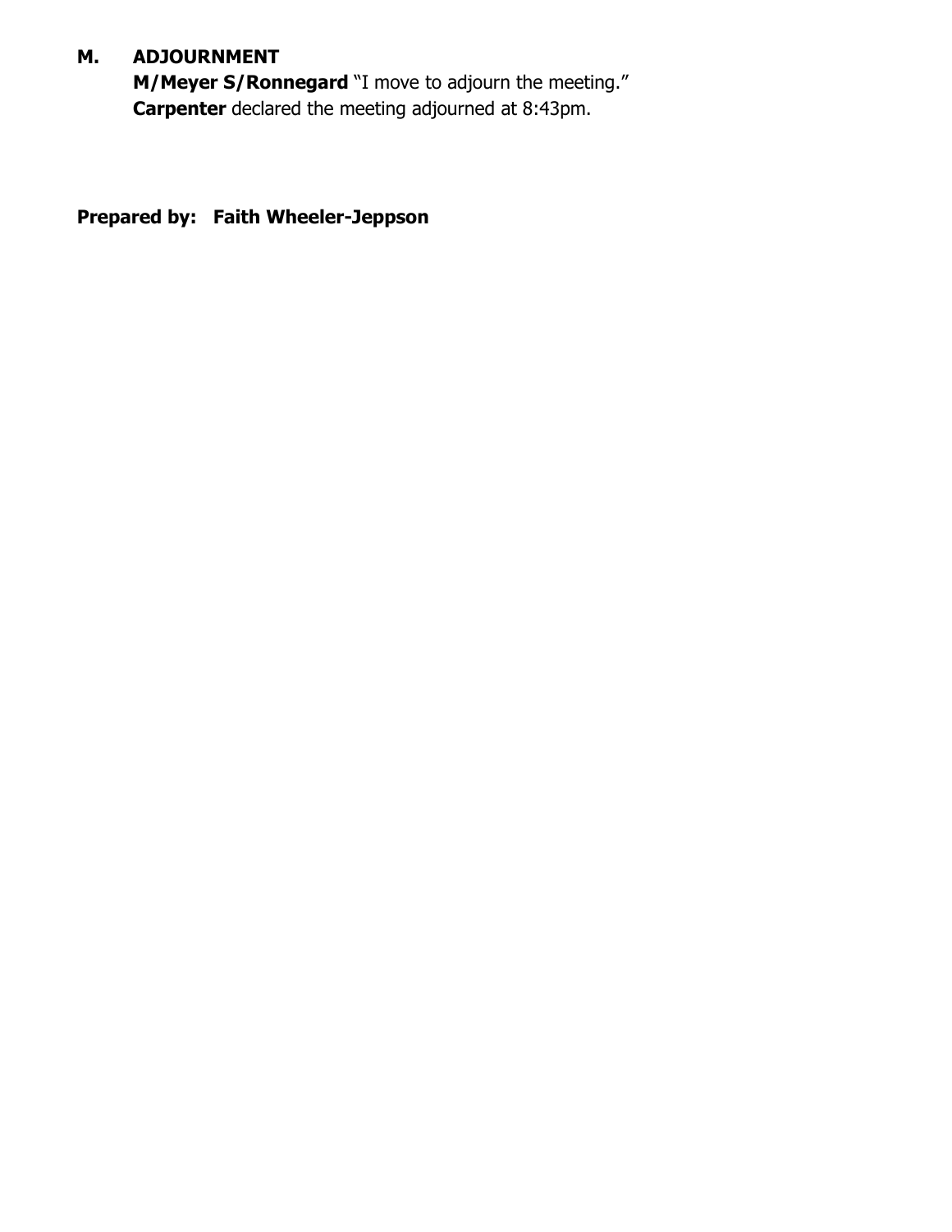## M. ADJOURNMENT

**M/Meyer S/Ronnegard** "I move to adjourn the meeting."
**Carpenter** declared the meeting adjourned at 8:43pm.

**Prepared by: Faith Wheeler-Jeppson**